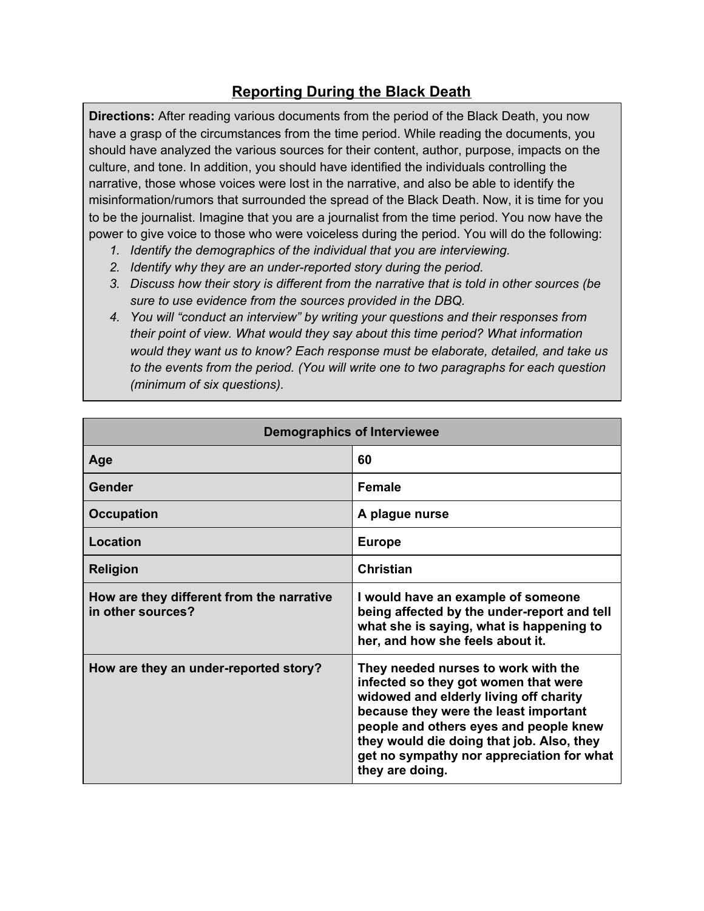## Reporting During the Black Death

**Directions:** After reading various documents from the period of the Black Death, you now have a grasp of the circumstances from the time period. While reading the documents, you should have analyzed the various sources for their content, author, purpose, impacts on the culture, and tone. In addition, you should have identified the individuals controlling the narrative, those whose voices were lost in the narrative, and also be able to identify the misinformation/rumors that surrounded the spread of the Black Death. Now, it is time for you to be the journalist. Imagine that you are a journalist from the time period. You now have the power to give voice to those who were voiceless during the period. You will do the following:

1. *Identify the demographics of the individual that you are interviewing.*
2. *Identify why they are an under-reported story during the period.*
3. *Discuss how their story is different from the narrative that is told in other sources (be sure to use evidence from the sources provided in the DBQ.*
4. *You will "conduct an interview" by writing your questions and their responses from their point of view. What would they say about this time period? What information would they want us to know? Each response must be elaborate, detailed, and take us to the events from the period. (You will write one to two paragraphs for each question (minimum of six questions).*

| **Demographics of Interviewee** | |
|---|---|
| **Age** | **60** |
| **Gender** | **Female** |
| **Occupation** | **A plague nurse** |
| **Location** | **Europe** |
| **Religion** | **Christian** |
| **How are they different from the narrative in other sources?** | **I would have an example of someone being affected by the under-report and tell what she is saying, what is happening to her, and how she feels about it.** |
| **How are they an under-reported story?** | **They needed nurses to work with the infected so they got women that were widowed and elderly living off charity because they were the least important people and others eyes and people knew they would die doing that job. Also, they get no sympathy nor appreciation for what they are doing.** |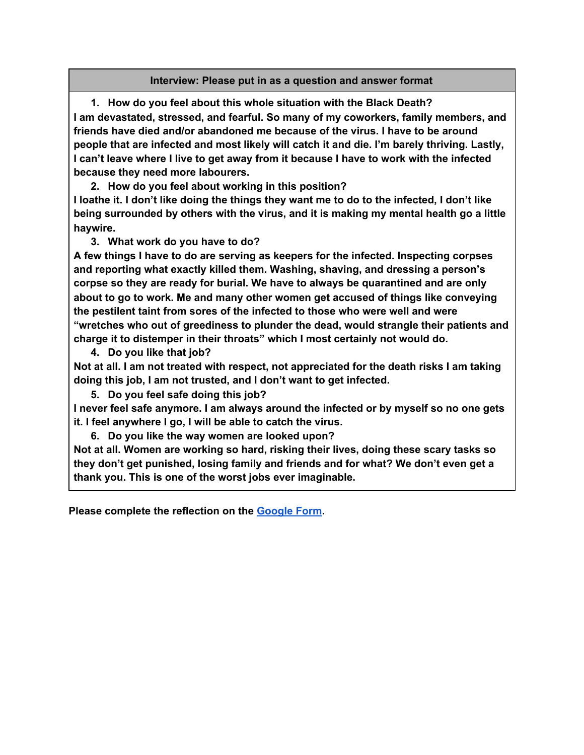| Interview: Please put in as a question and answer format |
| --- |
| 1. **How do you feel about this whole situation with the Black Death?**<br>**I am devastated, stressed, and fearful. So many of my coworkers, family members, and friends have died and/or abandoned me because of the virus. I have to be around people that are infected and most likely will catch it and die. I'm barely thriving. Lastly, I can't leave where I live to get away from it because I have to work with the infected because they need more labourers.**<br>2. **How do you feel about working in this position?**<br>**I loathe it. I don't like doing the things they want me to do to the infected, I don't like being surrounded by others with the virus, and it is making my mental health go a little haywire.**<br>3. **What work do you have to do?**<br>**A few things I have to do are serving as keepers for the infected. Inspecting corpses and reporting what exactly killed them. Washing, shaving, and dressing a person's corpse so they are ready for burial. We have to always be quarantined and are only about to go to work. Me and many other women get accused of things like conveying the pestilent taint from sores of the infected to those who were well and were "wretches who out of greediness to plunder the dead, would strangle their patients and charge it to distemper in their throats" which I most certainly not would do.**<br>4. **Do you like that job?**<br>**Not at all. I am not treated with respect, not appreciated for the death risks I am taking doing this job, I am not trusted, and I don't want to get infected.**<br>5. **Do you feel safe doing this job?**<br>**I never feel safe anymore. I am always around the infected or by myself so no one gets it. I feel anywhere I go, I will be able to catch the virus.**<br>6. **Do you like the way women are looked upon?**<br>**Not at all. Women are working so hard, risking their lives, doing these scary tasks so they don't get punished, losing family and friends and for what? We don't even get a thank you. This is one of the worst jobs ever imaginable.** |

**Please complete the reflection on the Google Form.**